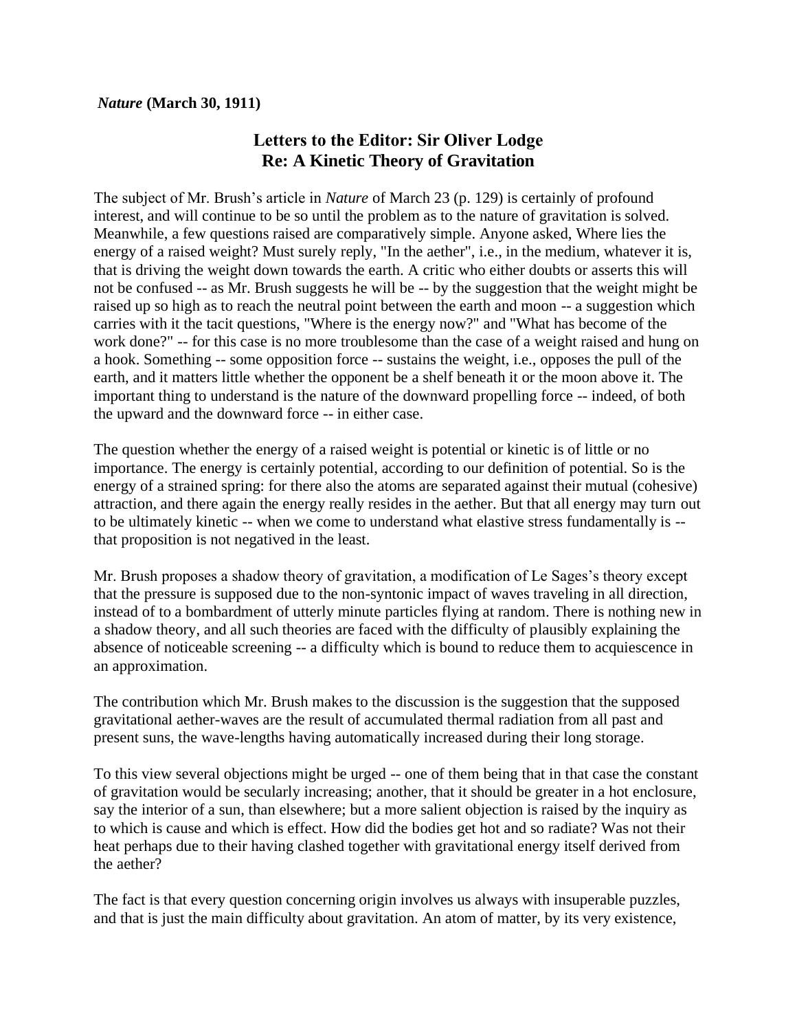***Nature* (March 30, 1911)**

## Letters to the Editor: Sir Oliver Lodge
## Re: A Kinetic Theory of Gravitation

The subject of Mr. Brush's article in *Nature* of March 23 (p. 129) is certainly of profound interest, and will continue to be so until the problem as to the nature of gravitation is solved. Meanwhile, a few questions raised are comparatively simple. Anyone asked, Where lies the energy of a raised weight? Must surely reply, "In the aether", i.e., in the medium, whatever it is, that is driving the weight down towards the earth. A critic who either doubts or asserts this will not be confused -- as Mr. Brush suggests he will be -- by the suggestion that the weight might be raised up so high as to reach the neutral point between the earth and moon -- a suggestion which carries with it the tacit questions, "Where is the energy now?" and "What has become of the work done?" -- for this case is no more troublesome than the case of a weight raised and hung on a hook. Something -- some opposition force -- sustains the weight, i.e., opposes the pull of the earth, and it matters little whether the opponent be a shelf beneath it or the moon above it. The important thing to understand is the nature of the downward propelling force -- indeed, of both the upward and the downward force -- in either case.

The question whether the energy of a raised weight is potential or kinetic is of little or no importance. The energy is certainly potential, according to our definition of potential. So is the energy of a strained spring: for there also the atoms are separated against their mutual (cohesive) attraction, and there again the energy really resides in the aether. But that all energy may turn out to be ultimately kinetic -- when we come to understand what elastic stress fundamentally is -- that proposition is not negatived in the least.

Mr. Brush proposes a shadow theory of gravitation, a modification of Le Sages's theory except that the pressure is supposed due to the non-syntonic impact of waves traveling in all direction, instead of to a bombardment of utterly minute particles flying at random. There is nothing new in a shadow theory, and all such theories are faced with the difficulty of plausibly explaining the absence of noticeable screening -- a difficulty which is bound to reduce them to acquiescence in an approximation.

The contribution which Mr. Brush makes to the discussion is the suggestion that the supposed gravitational aether-waves are the result of accumulated thermal radiation from all past and present suns, the wave-lengths having automatically increased during their long storage.

To this view several objections might be urged -- one of them being that in that case the constant of gravitation would be secularly increasing; another, that it should be greater in a hot enclosure, say the interior of a sun, than elsewhere; but a more salient objection is raised by the inquiry as to which is cause and which is effect. How did the bodies get hot and so radiate? Was not their heat perhaps due to their having clashed together with gravitational energy itself derived from the aether?

The fact is that every question concerning origin involves us always with insuperable puzzles, and that is just the main difficulty about gravitation. An atom of matter, by its very existence,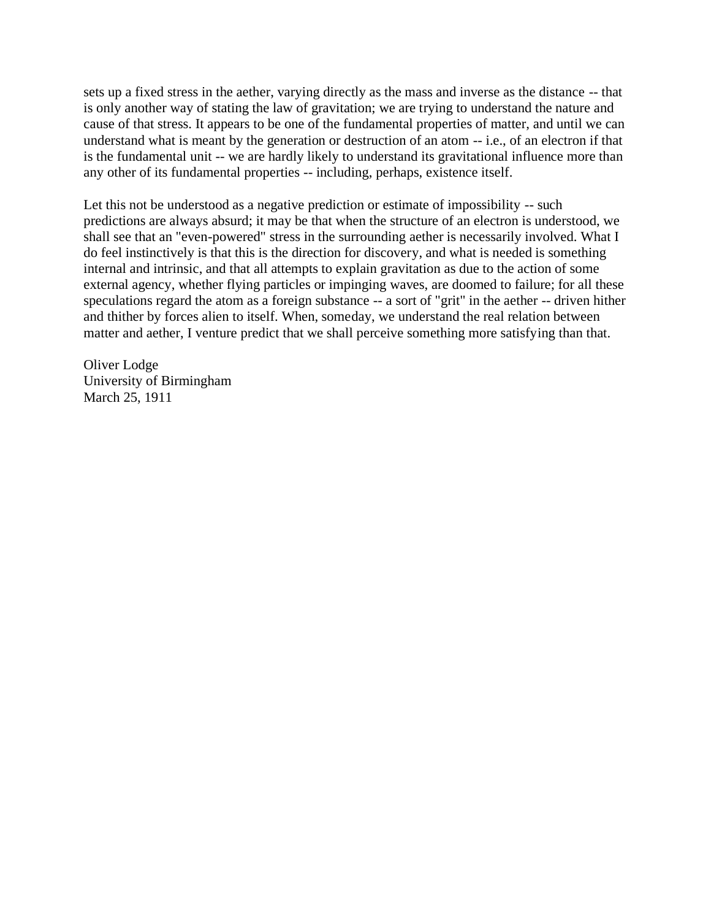sets up a fixed stress in the aether, varying directly as the mass and inverse as the distance -- that is only another way of stating the law of gravitation; we are trying to understand the nature and cause of that stress. It appears to be one of the fundamental properties of matter, and until we can understand what is meant by the generation or destruction of an atom -- i.e., of an electron if that is the fundamental unit -- we are hardly likely to understand its gravitational influence more than any other of its fundamental properties -- including, perhaps, existence itself.

Let this not be understood as a negative prediction or estimate of impossibility -- such predictions are always absurd; it may be that when the structure of an electron is understood, we shall see that an "even-powered" stress in the surrounding aether is necessarily involved. What I do feel instinctively is that this is the direction for discovery, and what is needed is something internal and intrinsic, and that all attempts to explain gravitation as due to the action of some external agency, whether flying particles or impinging waves, are doomed to failure; for all these speculations regard the atom as a foreign substance -- a sort of "grit" in the aether -- driven hither and thither by forces alien to itself. When, someday, we understand the real relation between matter and aether, I venture predict that we shall perceive something more satisfying than that.

Oliver Lodge
University of Birmingham
March 25, 1911